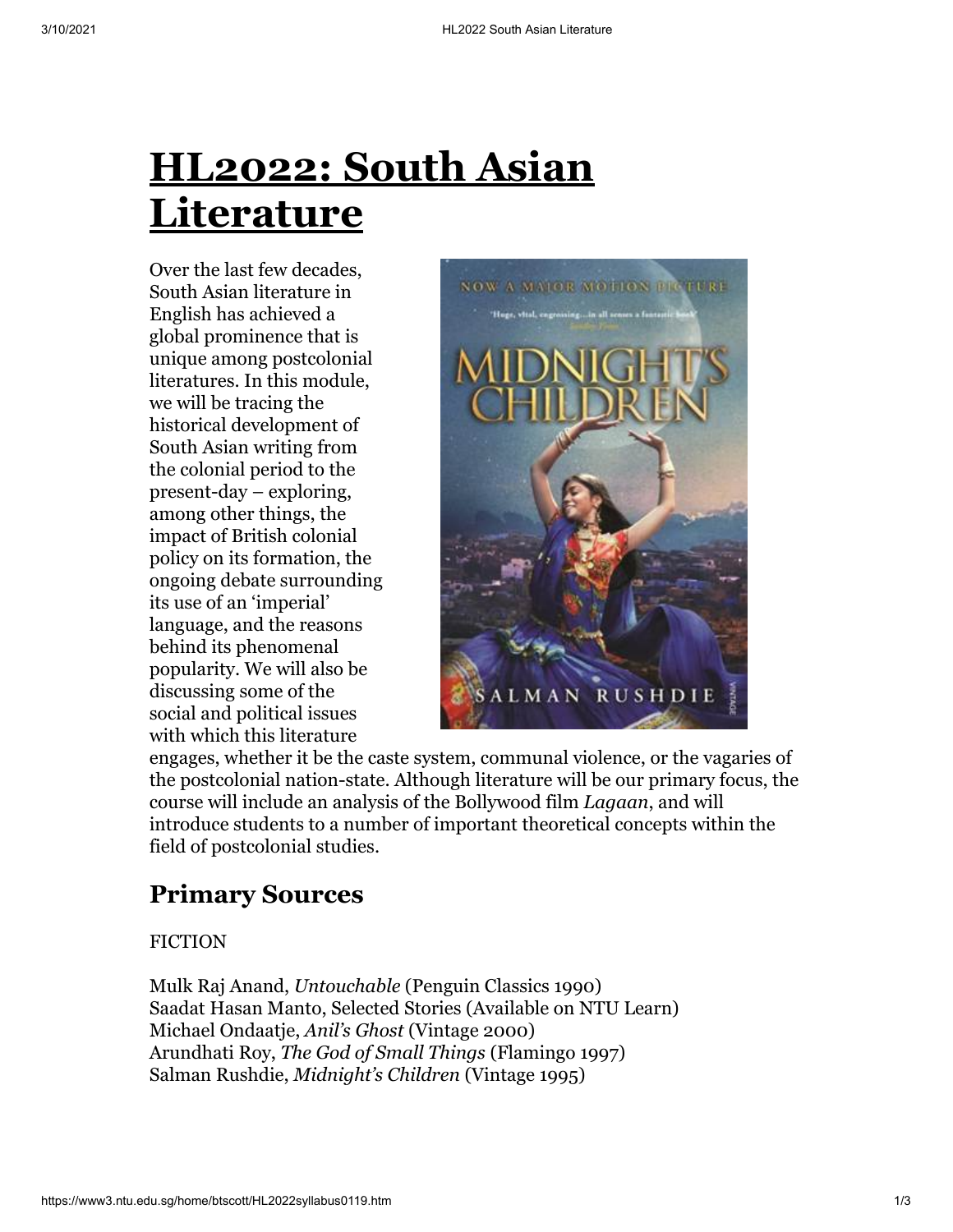# HL2022: South Asian Literature

Over the last few decades, South Asian literature in English has achieved a global prominence that is unique among postcolonial literatures. In this module, we will be tracing the historical development of South Asian writing from the colonial period to the present-day – exploring, among other things, the impact of British colonial policy on its formation, the ongoing debate surrounding its use of an 'imperial' language, and the reasons behind its phenomenal popularity. We will also be discussing some of the social and political issues with which this literature engages, whether it be the caste system, communal violence, or the vagaries of the postcolonial nation-state. Although literature will be our primary focus, the course will include an analysis of the Bollywood film *Lagaan*, and will introduce students to a number of important theoretical concepts within the field of postcolonial studies.

## Primary Sources

FICTION

Mulk Raj Anand, *Untouchable* (Penguin Classics 1990)
Saadat Hasan Manto, Selected Stories (Available on NTU Learn)
Michael Ondaatje, *Anil's Ghost* (Vintage 2000)
Arundhati Roy, *The God of Small Things* (Flamingo 1997)
Salman Rushdie, *Midnight's Children* (Vintage 1995)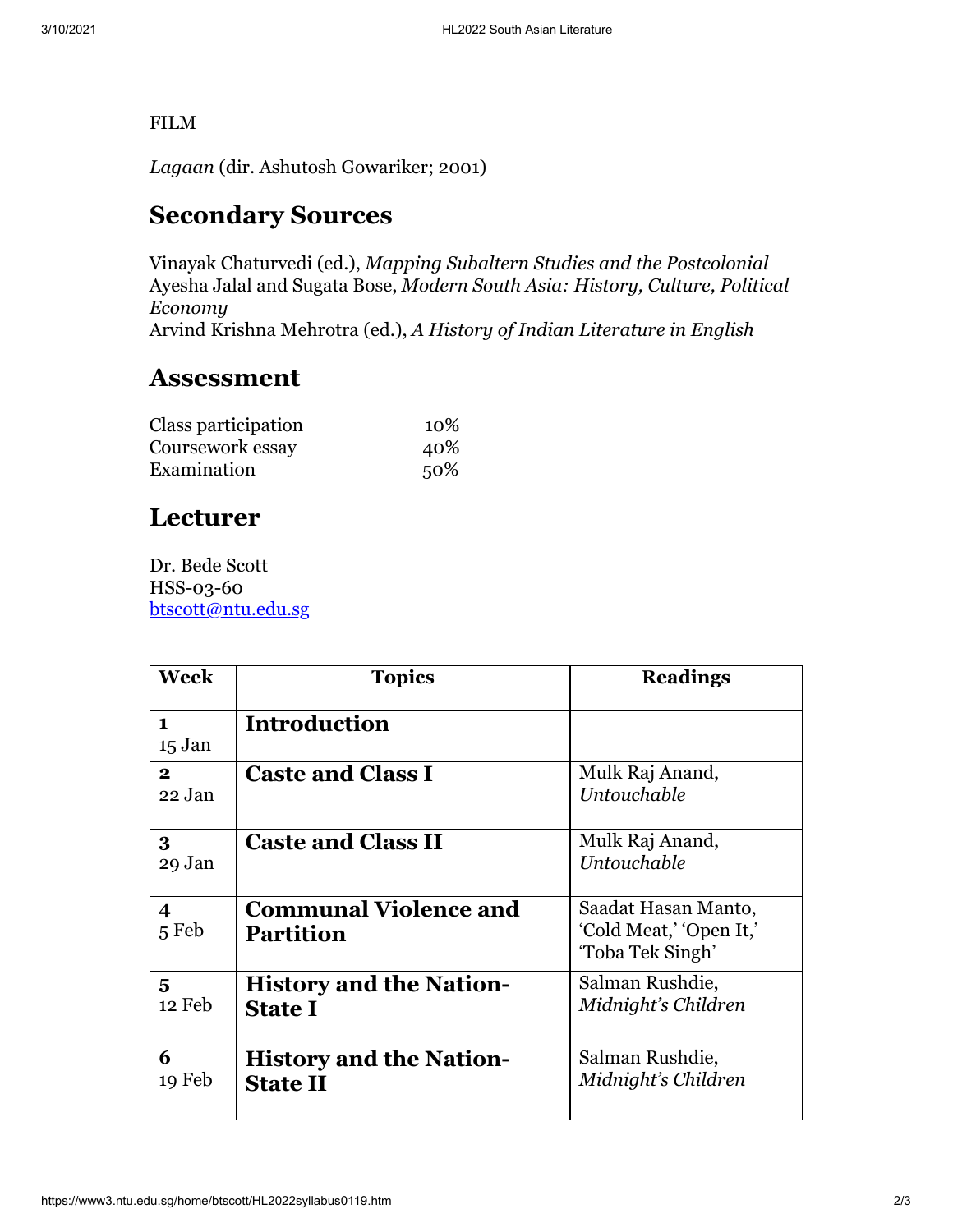FILM

*Lagaan* (dir. Ashutosh Gowariker; 2001)

## Secondary Sources

Vinayak Chaturvedi (ed.), *Mapping Subaltern Studies and the Postcolonial*
Ayesha Jalal and Sugata Bose, *Modern South Asia: History, Culture, Political Economy*
Arvind Krishna Mehrotra (ed.), *A History of Indian Literature in English*

## Assessment

| | |
|---|---|
| Class participation | 10% |
| Coursework essay | 40% |
| Examination | 50% |

## Lecturer

Dr. Bede Scott
HSS-03-60
btscott@ntu.edu.sg

| Week | Topics | Readings |
|---|---|---|
| **1**<br>15 Jan | **Introduction** | |
| **2**<br>22 Jan | **Caste and Class I** | Mulk Raj Anand, *Untouchable* |
| **3**<br>29 Jan | **Caste and Class II** | Mulk Raj Anand, *Untouchable* |
| **4**<br>5 Feb | **Communal Violence and Partition** | Saadat Hasan Manto, 'Cold Meat,' 'Open It,' 'Toba Tek Singh' |
| **5**<br>12 Feb | **History and the Nation-State I** | Salman Rushdie, *Midnight's Children* |
| **6**<br>19 Feb | **History and the Nation-State II** | Salman Rushdie, *Midnight's Children* |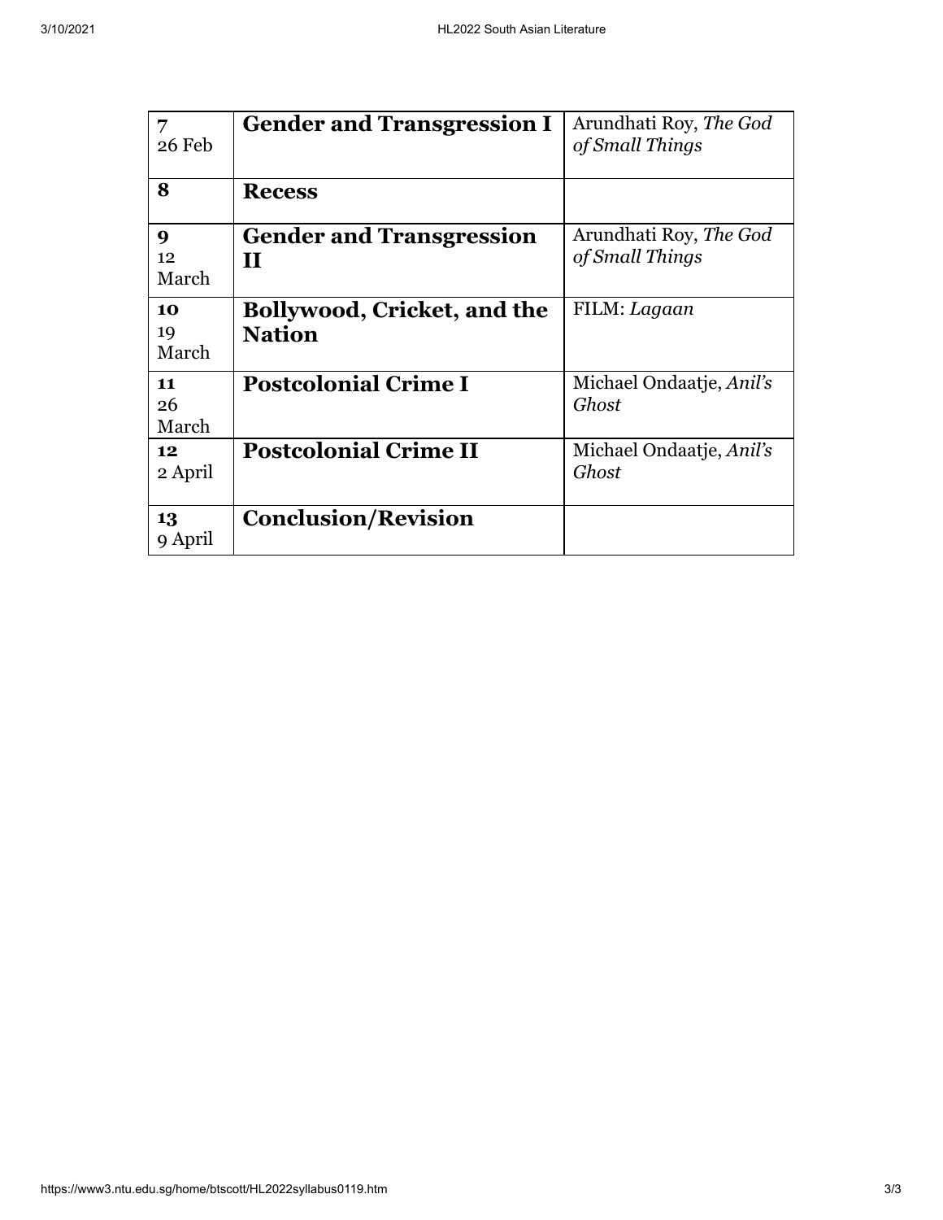| | | |
|---|---|---|
| 7<br>26 Feb | **Gender and Transgression I** | Arundhati Roy, *The God of Small Things* |
| **8** | **Recess** | |
| **9**<br>12 March | **Gender and Transgression II** | Arundhati Roy, *The God of Small Things* |
| **10**<br>19 March | **Bollywood, Cricket, and the Nation** | FILM: *Lagaan* |
| **11**<br>26 March | **Postcolonial Crime I** | Michael Ondaatje, *Anil's Ghost* |
| **12**<br>2 April | **Postcolonial Crime II** | Michael Ondaatje, *Anil's Ghost* |
| **13**<br>9 April | **Conclusion/Revision** | |